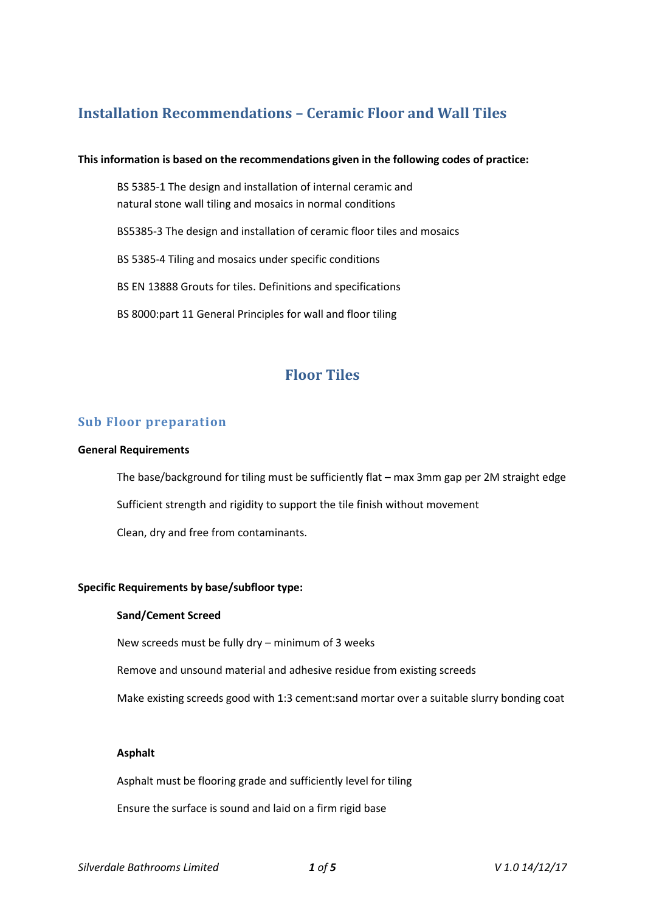# Installation Recommendations – Ceramic Floor and Wall Tiles

**This information is based on the recommendations given in the following codes of practice:**

BS 5385-1 The design and installation of internal ceramic and natural stone wall tiling and mosaics in normal conditions

BS5385-3 The design and installation of ceramic floor tiles and mosaics

BS 5385-4 Tiling and mosaics under specific conditions

BS EN 13888 Grouts for tiles. Definitions and specifications

BS 8000:part 11 General Principles for wall and floor tiling

## Floor Tiles

### Sub Floor preparation

**General Requirements**

The base/background for tiling must be sufficiently flat – max 3mm gap per 2M straight edge

Sufficient strength and rigidity to support the tile finish without movement

Clean, dry and free from contaminants.

**Specific Requirements by base/subfloor type:**

**Sand/Cement Screed**

New screeds must be fully dry – minimum of 3 weeks

Remove and unsound material and adhesive residue from existing screeds

Make existing screeds good with 1:3 cement:sand mortar over a suitable slurry bonding coat

**Asphalt**

Asphalt must be flooring grade and sufficiently level for tiling

Ensure the surface is sound and laid on a firm rigid base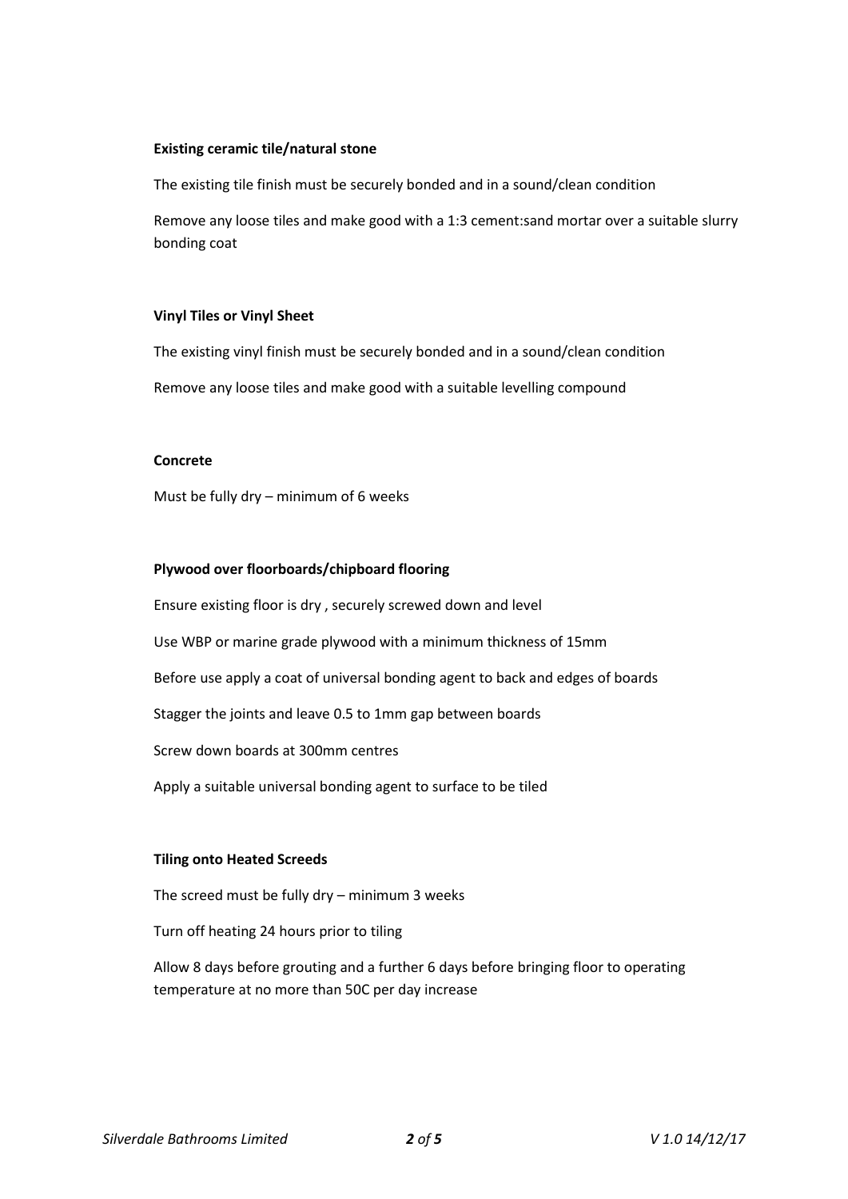**Existing ceramic tile/natural stone**

The existing tile finish must be securely bonded and in a sound/clean condition

Remove any loose tiles and make good with a 1:3 cement:sand mortar over a suitable slurry bonding coat

**Vinyl Tiles or Vinyl Sheet**

The existing vinyl finish must be securely bonded and in a sound/clean condition

Remove any loose tiles and make good with a suitable levelling compound

**Concrete**

Must be fully dry – minimum of 6 weeks

**Plywood over floorboards/chipboard flooring**

Ensure existing floor is dry , securely screwed down and level

Use WBP or marine grade plywood with a minimum thickness of 15mm

Before use apply a coat of universal bonding agent to back and edges of boards

Stagger the joints and leave 0.5 to 1mm gap between boards

Screw down boards at 300mm centres

Apply a suitable universal bonding agent to surface to be tiled

**Tiling onto Heated Screeds**

The screed must be fully dry – minimum 3 weeks

Turn off heating 24 hours prior to tiling

Allow 8 days before grouting and a further 6 days before bringing floor to operating temperature at no more than 50C per day increase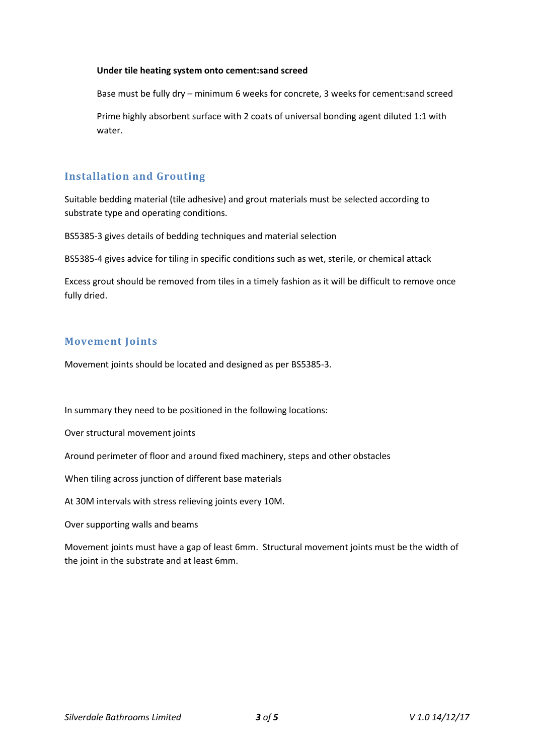**Under tile heating system onto cement:sand screed**

Base must be fully dry – minimum 6 weeks for concrete, 3 weeks for cement:sand screed

Prime highly absorbent surface with 2 coats of universal bonding agent diluted 1:1 with water.

## Installation and Grouting

Suitable bedding material (tile adhesive) and grout materials must be selected according to substrate type and operating conditions.

BS5385-3 gives details of bedding techniques and material selection

BS5385-4 gives advice for tiling in specific conditions such as wet, sterile, or chemical attack

Excess grout should be removed from tiles in a timely fashion as it will be difficult to remove once fully dried.

## Movement Joints

Movement joints should be located and designed as per BS5385-3.

In summary they need to be positioned in the following locations:

Over structural movement joints

Around perimeter of floor and around fixed machinery, steps and other obstacles

When tiling across junction of different base materials

At 30M intervals with stress relieving joints every 10M.

Over supporting walls and beams

Movement joints must have a gap of least 6mm. Structural movement joints must be the width of the joint in the substrate and at least 6mm.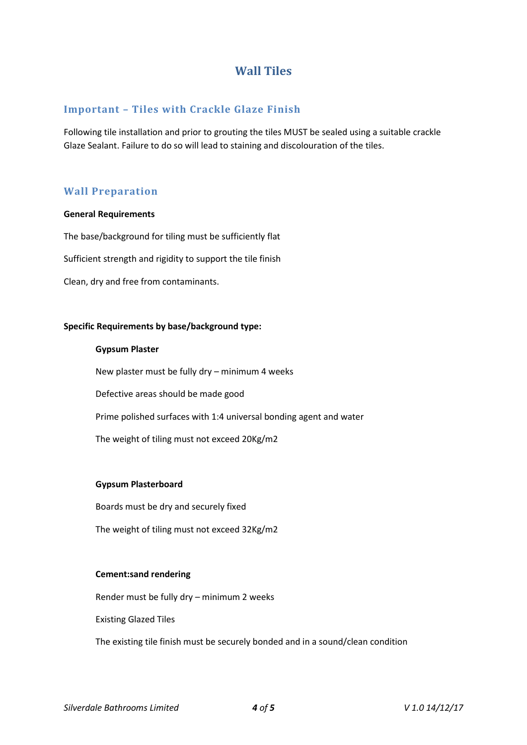# Wall Tiles

## Important – Tiles with Crackle Glaze Finish

Following tile installation and prior to grouting the tiles MUST be sealed using a suitable crackle Glaze Sealant. Failure to do so will lead to staining and discolouration of the tiles.

## Wall Preparation

**General Requirements**

The base/background for tiling must be sufficiently flat

Sufficient strength and rigidity to support the tile finish

Clean, dry and free from contaminants.

**Specific Requirements by base/background type:**

**Gypsum Plaster**

New plaster must be fully dry – minimum 4 weeks

Defective areas should be made good

Prime polished surfaces with 1:4 universal bonding agent and water

The weight of tiling must not exceed 20Kg/m2

**Gypsum Plasterboard**

Boards must be dry and securely fixed

The weight of tiling must not exceed 32Kg/m2

**Cement:sand rendering**

Render must be fully dry – minimum 2 weeks

Existing Glazed Tiles

The existing tile finish must be securely bonded and in a sound/clean condition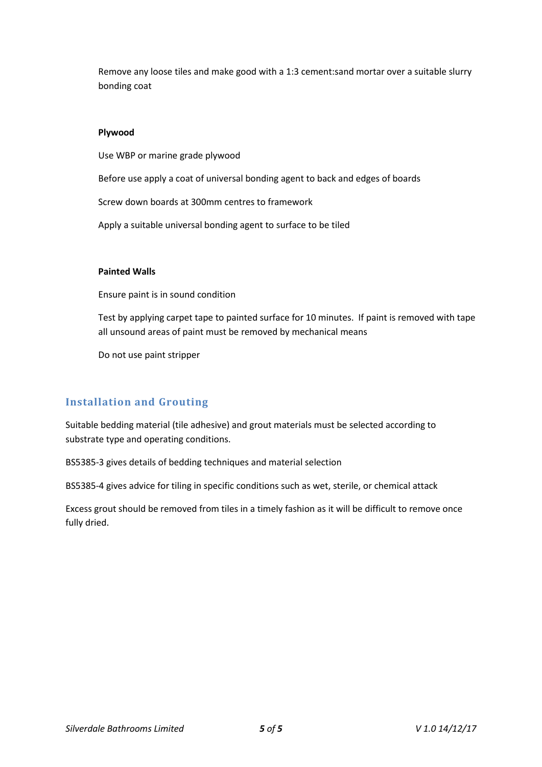Remove any loose tiles and make good with a 1:3 cement:sand mortar over a suitable slurry bonding coat

**Plywood**

Use WBP or marine grade plywood

Before use apply a coat of universal bonding agent to back and edges of boards

Screw down boards at 300mm centres to framework

Apply a suitable universal bonding agent to surface to be tiled

**Painted Walls**

Ensure paint is in sound condition

Test by applying carpet tape to painted surface for 10 minutes. If paint is removed with tape all unsound areas of paint must be removed by mechanical means

Do not use paint stripper

## Installation and Grouting

Suitable bedding material (tile adhesive) and grout materials must be selected according to substrate type and operating conditions.

BS5385-3 gives details of bedding techniques and material selection

BS5385-4 gives advice for tiling in specific conditions such as wet, sterile, or chemical attack

Excess grout should be removed from tiles in a timely fashion as it will be difficult to remove once fully dried.